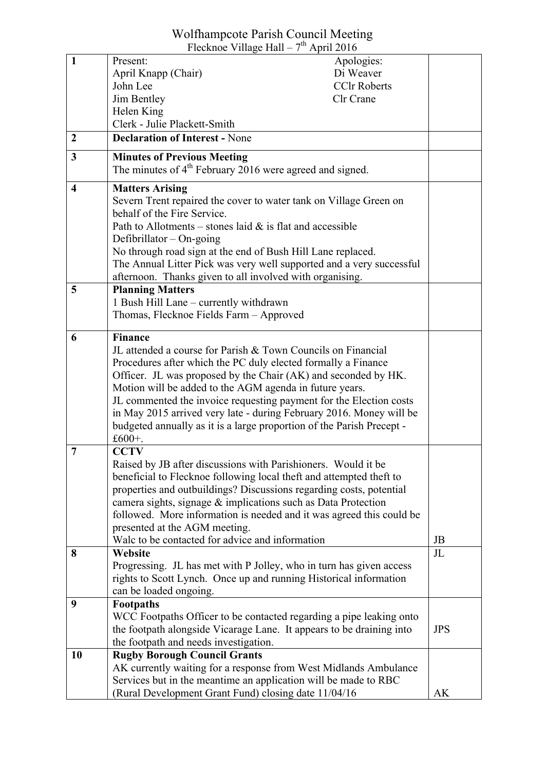# Wolfhampcote Parish Council Meeting

Flecknoe Village Hall – 7th April 2016

| | | |
|---|---|---|
| **1** | Present:<br>April Knapp (Chair)<br>John Lee<br>Jim Bentley<br>Helen King<br>Clerk - Julie Plackett-Smith<br><br>Apologies:<br>Di Weaver<br>CClr Roberts<br>Clr Crane | |
| **2** | **Declaration of Interest -** None | |
| **3** | **Minutes of Previous Meeting**<br>The minutes of 4th February 2016 were agreed and signed. | |
| **4** | **Matters Arising**<br>Severn Trent repaired the cover to water tank on Village Green on behalf of the Fire Service.<br>Path to Allotments – stones laid & is flat and accessible<br>Defibrillator – On-going<br>No through road sign at the end of Bush Hill Lane replaced.<br>The Annual Litter Pick was very well supported and a very successful afternoon. Thanks given to all involved with organising. | |
| **5** | **Planning Matters**<br>1 Bush Hill Lane – currently withdrawn<br>Thomas, Flecknoe Fields Farm – Approved | |
| **6** | **Finance**<br>JL attended a course for Parish & Town Councils on Financial Procedures after which the PC duly elected formally a Finance Officer. JL was proposed by the Chair (AK) and seconded by HK. Motion will be added to the AGM agenda in future years.<br>JL commented the invoice requesting payment for the Election costs in May 2015 arrived very late - during February 2016. Money will be budgeted annually as it is a large proportion of the Parish Precept - £600+. | |
| **7** | **CCTV**<br>Raised by JB after discussions with Parishioners. Would it be beneficial to Flecknoe following local theft and attempted theft to properties and outbuildings? Discussions regarding costs, potential camera sights, signage & implications such as Data Protection followed. More information is needed and it was agreed this could be presented at the AGM meeting.<br>Walc to be contacted for advice and information | JB |
| **8** | **Website**<br>Progressing. JL has met with P Jolley, who in turn has given access rights to Scott Lynch. Once up and running Historical information can be loaded ongoing. | JL |
| **9** | **Footpaths**<br>WCC Footpaths Officer to be contacted regarding a pipe leaking onto the footpath alongside Vicarage Lane. It appears to be draining into the footpath and needs investigation. | JPS |
| **10** | **Rugby Borough Council Grants**<br>AK currently waiting for a response from West Midlands Ambulance Services but in the meantime an application will be made to RBC (Rural Development Grant Fund) closing date 11/04/16 | AK |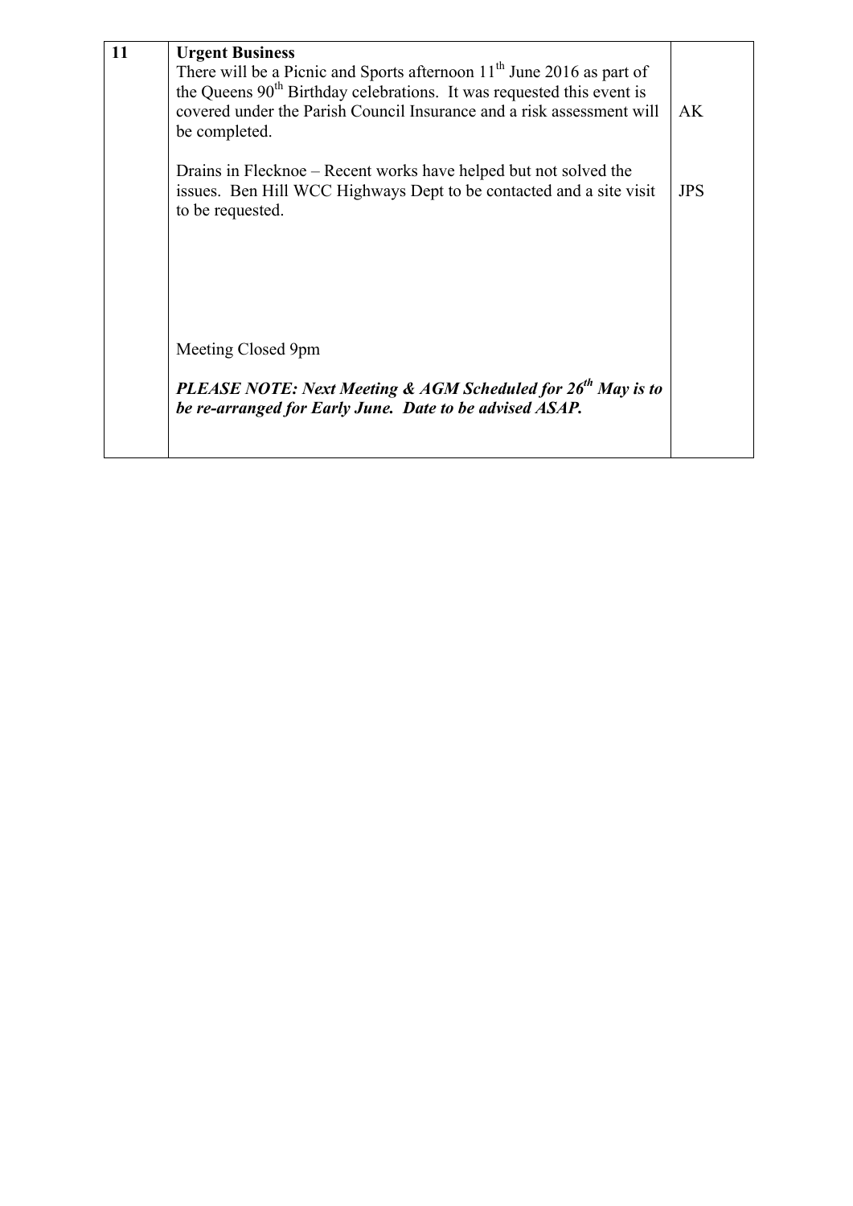| | | |
|---|---|---|
| **11** | **Urgent Business**<br>There will be a Picnic and Sports afternoon 11th June 2016 as part of the Queens 90th Birthday celebrations. It was requested this event is covered under the Parish Council Insurance and a risk assessment will be completed.<br><br>Drains in Flecknoe – Recent works have helped but not solved the issues. Ben Hill WCC Highways Dept to be contacted and a site visit to be requested.<br><br>Meeting Closed 9pm<br><br>***PLEASE NOTE: Next Meeting & AGM Scheduled for 26th May is to be re-arranged for Early June. Date to be advised ASAP.*** | AK<br><br><br><br>JPS |